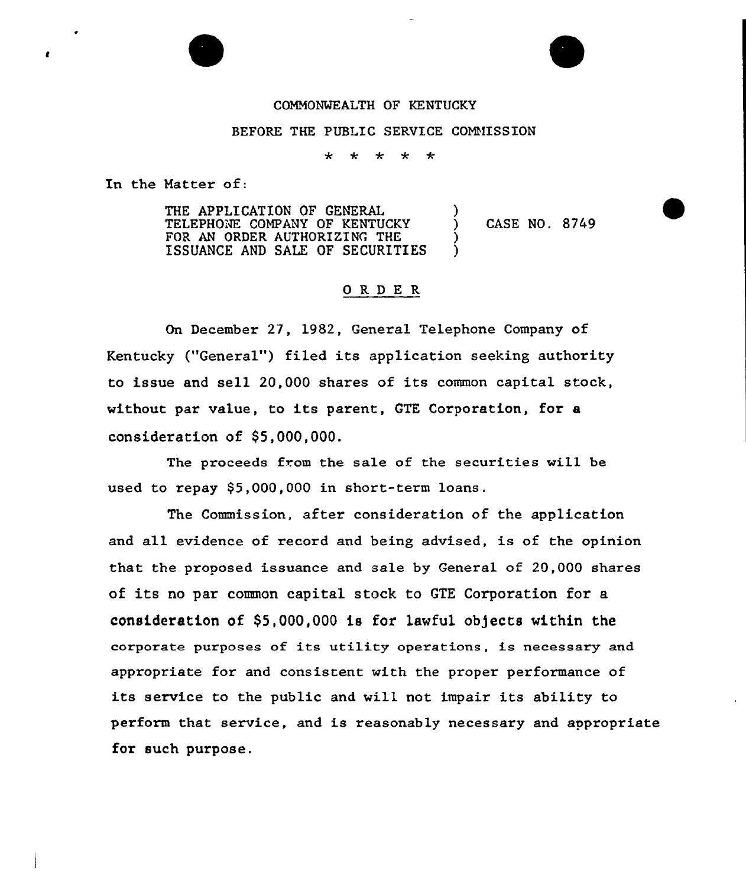COMMONWEALTH OF KENTUCKY

BEFORE THE PUBLIC SERVICE COMMISSION

\* \* \* \* \*

In the Matter of:

THE APPLICATION OF GENERAL TELEPHONE COMPANY OF KENTUCKY FOR AN ORDER AUTHORIZING THE ISSUANCE AND SALE OF SECURITIES ) CASE NO. 8749

## O R D E R

On December 27, 1982, General Telephone Company of Kentucky ("General") filed its application seeking authority to issue and sell 20,000 shares of its common capital stock, without par value, to its parent, GTE Corporation, for a consideration of $5,000,000.

The proceeds from the sale of the securities will be used to repay $5,000,000 in short-term loans.

The Commission, after consideration of the application and all evidence of record and being advised, is of the opinion that the proposed issuance and sale by General of 20,000 shares of its no par common capital stock to GTE Corporation for a consideration of $5,000,000 is for lawful objects within the corporate purposes of its utility operations, is necessary and appropriate for and consistent with the proper performance of its service to the public and will not impair its ability to perform that service, and is reasonably necessary and appropriate for such purpose.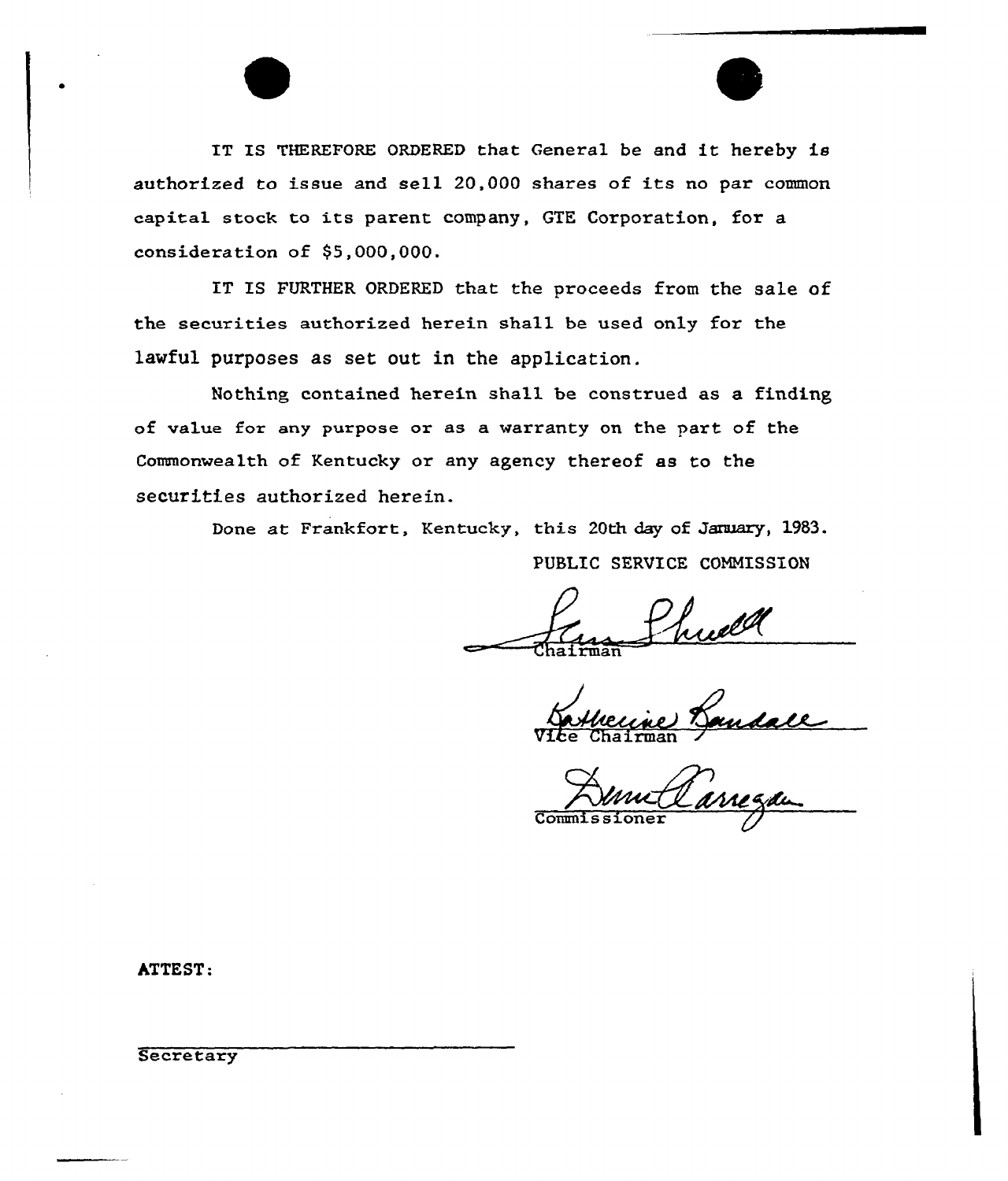IT IS THEREFORE ORDERED that General be and it hereby is authorized to issue and sell 20,000 shares of its no par common capital stock to its parent company, GTE Corporation, for a consideration of $5,000,000.

IT IS FURTHER ORDERED that the proceeds from the sale of the securities authorized herein shall be used only for the lawful purposes as set out in the application.

Nothing contained herein shall be construed as a finding of value for any purpose or as a warranty on the part of the Commonwealth of Kentucky or any agency thereof as to the securities authorized herein.

Done at Frankfort, Kentucky, this 20th day of January, 1983.

PUBLIC SERVICE COMMISSION

Chairman

Vice Chairman

Commissioner

ATTEST:

Secretary